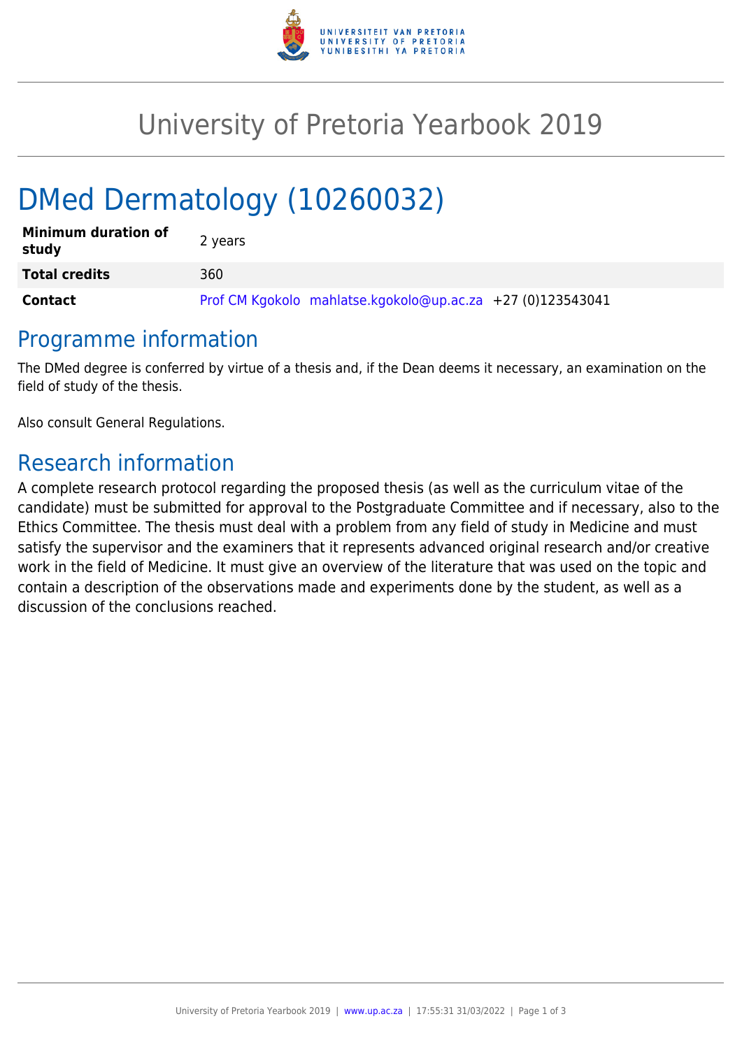# University of Pretoria Yearbook 2019

# DMed Dermatology (10260032)

| | |
|---|---|
| **Minimum duration of study** | 2 years |
| **Total credits** | 360 |
| **Contact** | Prof CM Kgokolo mahlatse.kgokolo@up.ac.za +27 (0)123543041 |

## Programme information

The DMed degree is conferred by virtue of a thesis and, if the Dean deems it necessary, an examination on the field of study of the thesis.

Also consult General Regulations.

## Research information

A complete research protocol regarding the proposed thesis (as well as the curriculum vitae of the candidate) must be submitted for approval to the Postgraduate Committee and if necessary, also to the Ethics Committee. The thesis must deal with a problem from any field of study in Medicine and must satisfy the supervisor and the examiners that it represents advanced original research and/or creative work in the field of Medicine. It must give an overview of the literature that was used on the topic and contain a description of the observations made and experiments done by the student, as well as a discussion of the conclusions reached.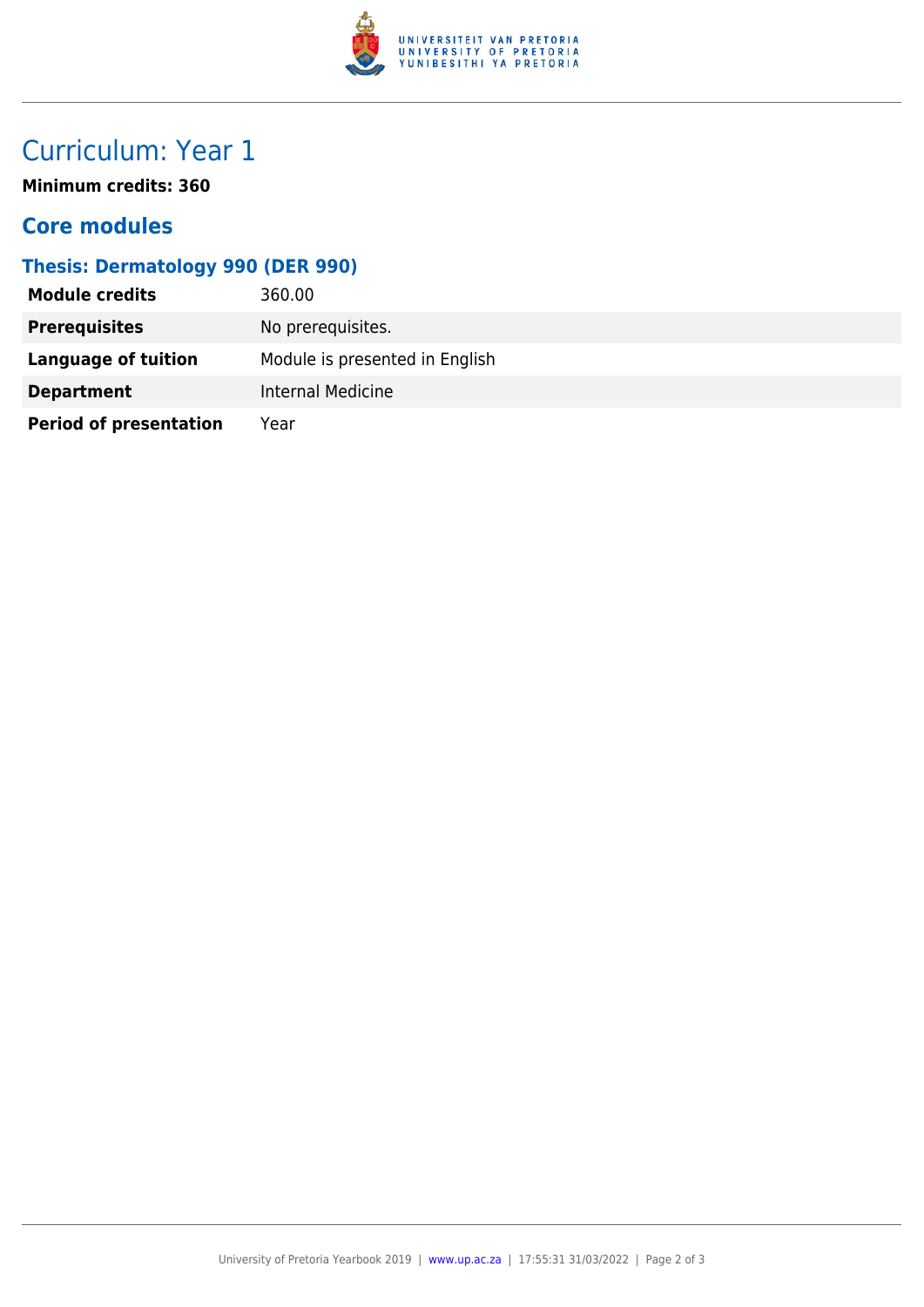# Curriculum: Year 1

**Minimum credits: 360**

## Core modules

### Thesis: Dermatology 990 (DER 990)

| | |
|---|---|
| **Module credits** | 360.00 |
| **Prerequisites** | No prerequisites. |
| **Language of tuition** | Module is presented in English |
| **Department** | Internal Medicine |
| **Period of presentation** | Year |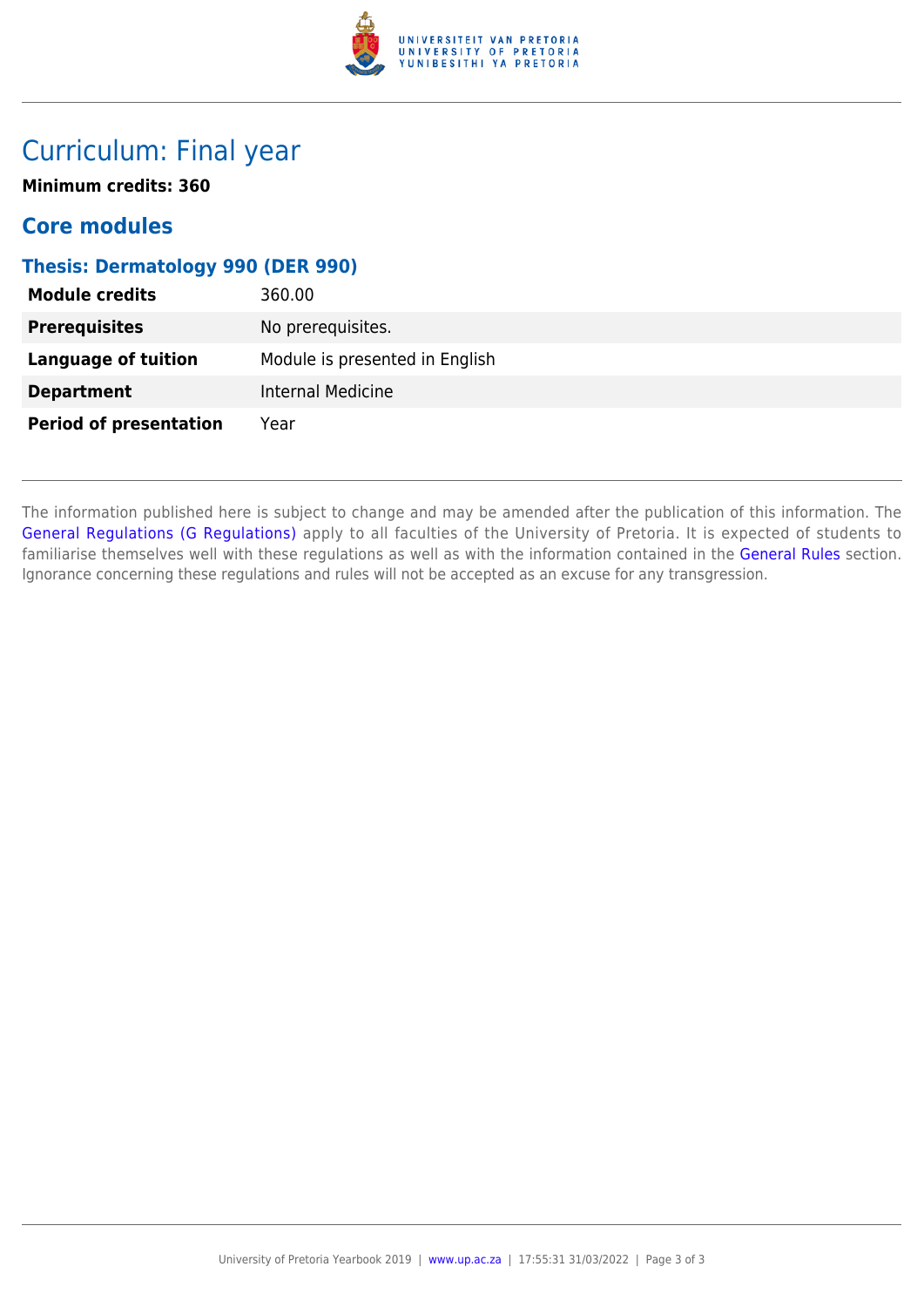# Curriculum: Final year

**Minimum credits: 360**

## Core modules

### Thesis: Dermatology 990 (DER 990)

| | |
|---|---|
| **Module credits** | 360.00 |
| **Prerequisites** | No prerequisites. |
| **Language of tuition** | Module is presented in English |
| **Department** | Internal Medicine |
| **Period of presentation** | Year |

The information published here is subject to change and may be amended after the publication of this information. The General Regulations (G Regulations) apply to all faculties of the University of Pretoria. It is expected of students to familiarise themselves well with these regulations as well as with the information contained in the General Rules section. Ignorance concerning these regulations and rules will not be accepted as an excuse for any transgression.